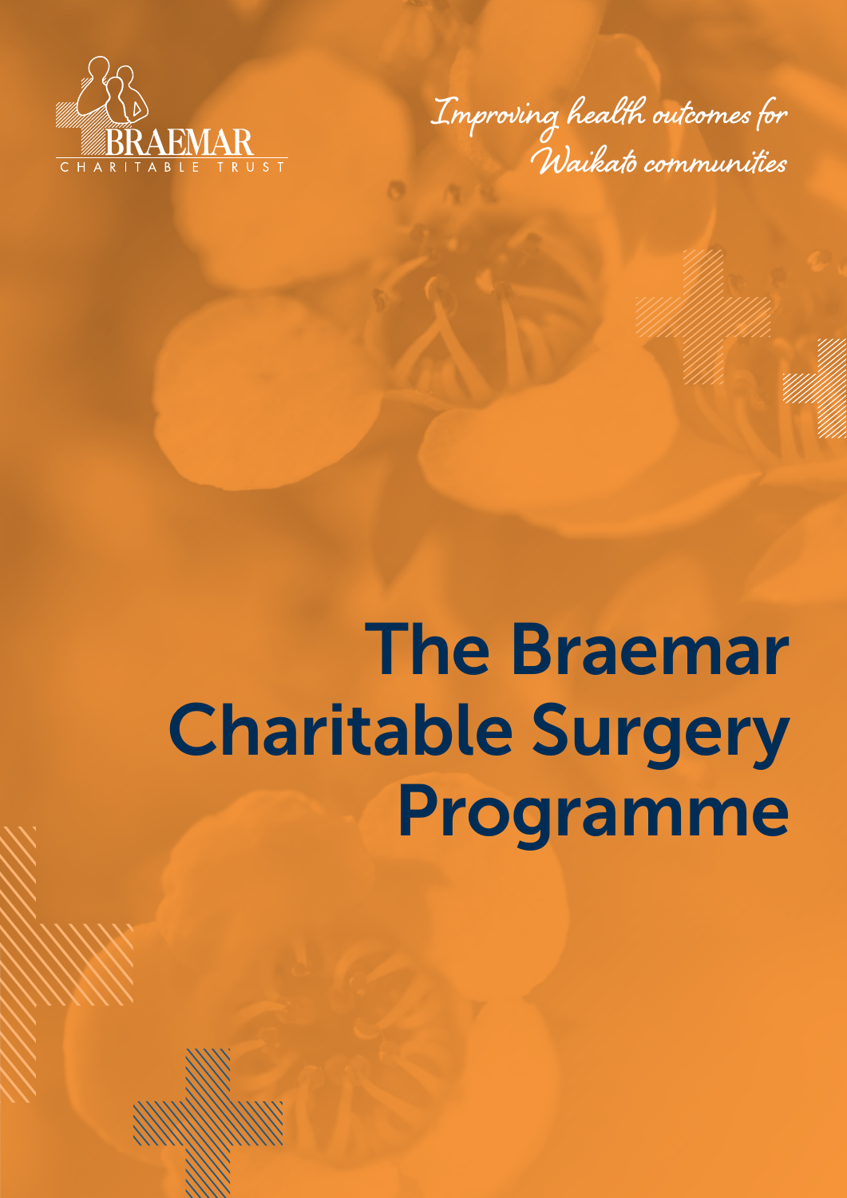BRAEMAR
CHARITABLE TRUST

*Improving health outcomes for Waikato communities*

# The Braemar Charitable Surgery Programme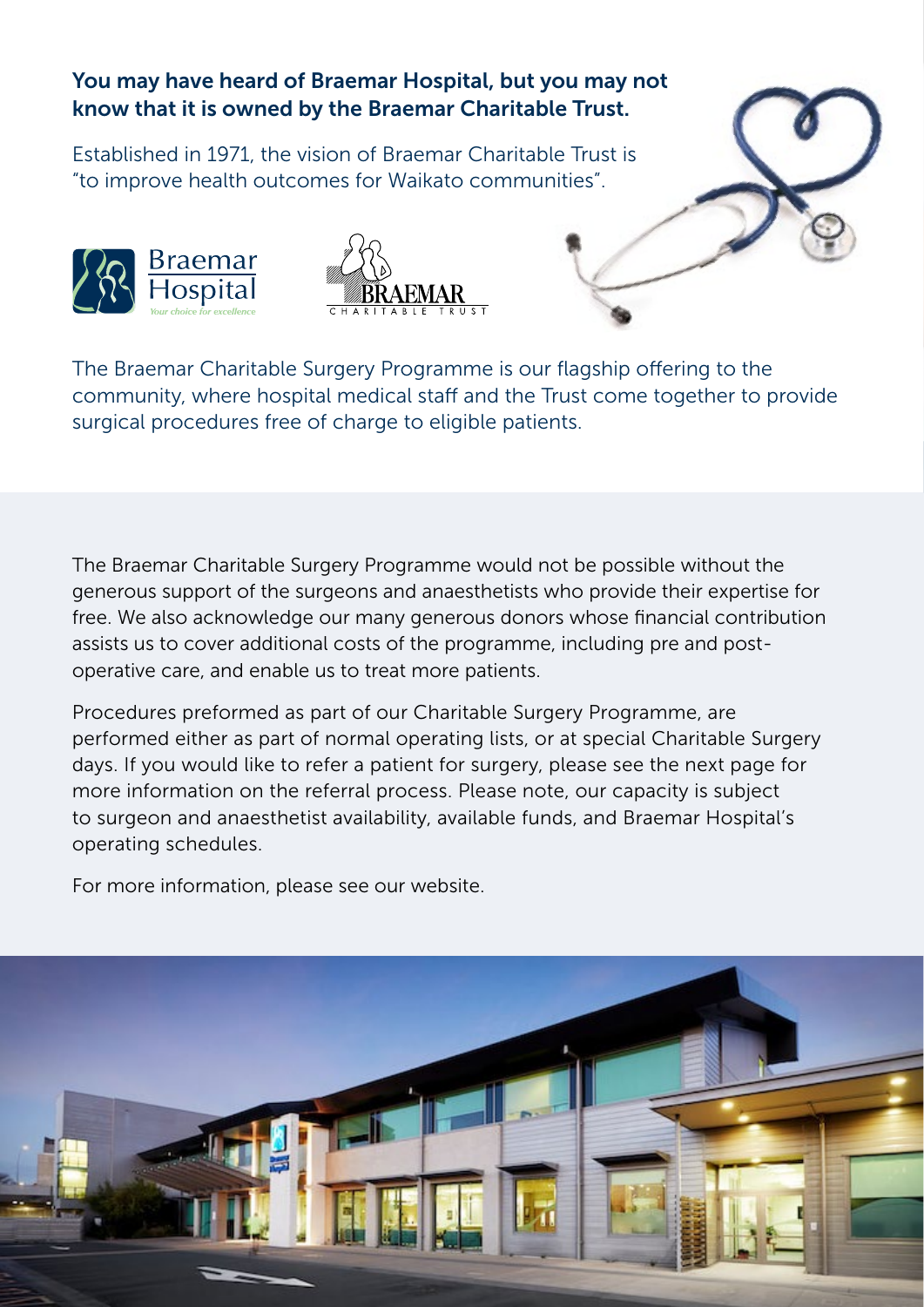**You may have heard of Braemar Hospital, but you may not know that it is owned by the Braemar Charitable Trust.**

Established in 1971, the vision of Braemar Charitable Trust is "to improve health outcomes for Waikato communities".

The Braemar Charitable Surgery Programme is our flagship offering to the community, where hospital medical staff and the Trust come together to provide surgical procedures free of charge to eligible patients.

The Braemar Charitable Surgery Programme would not be possible without the generous support of the surgeons and anaesthetists who provide their expertise for free. We also acknowledge our many generous donors whose financial contribution assists us to cover additional costs of the programme, including pre and post-operative care, and enable us to treat more patients.

Procedures preformed as part of our Charitable Surgery Programme, are performed either as part of normal operating lists, or at special Charitable Surgery days. If you would like to refer a patient for surgery, please see the next page for more information on the referral process. Please note, our capacity is subject to surgeon and anaesthetist availability, available funds, and Braemar Hospital's operating schedules.

For more information, please see our website.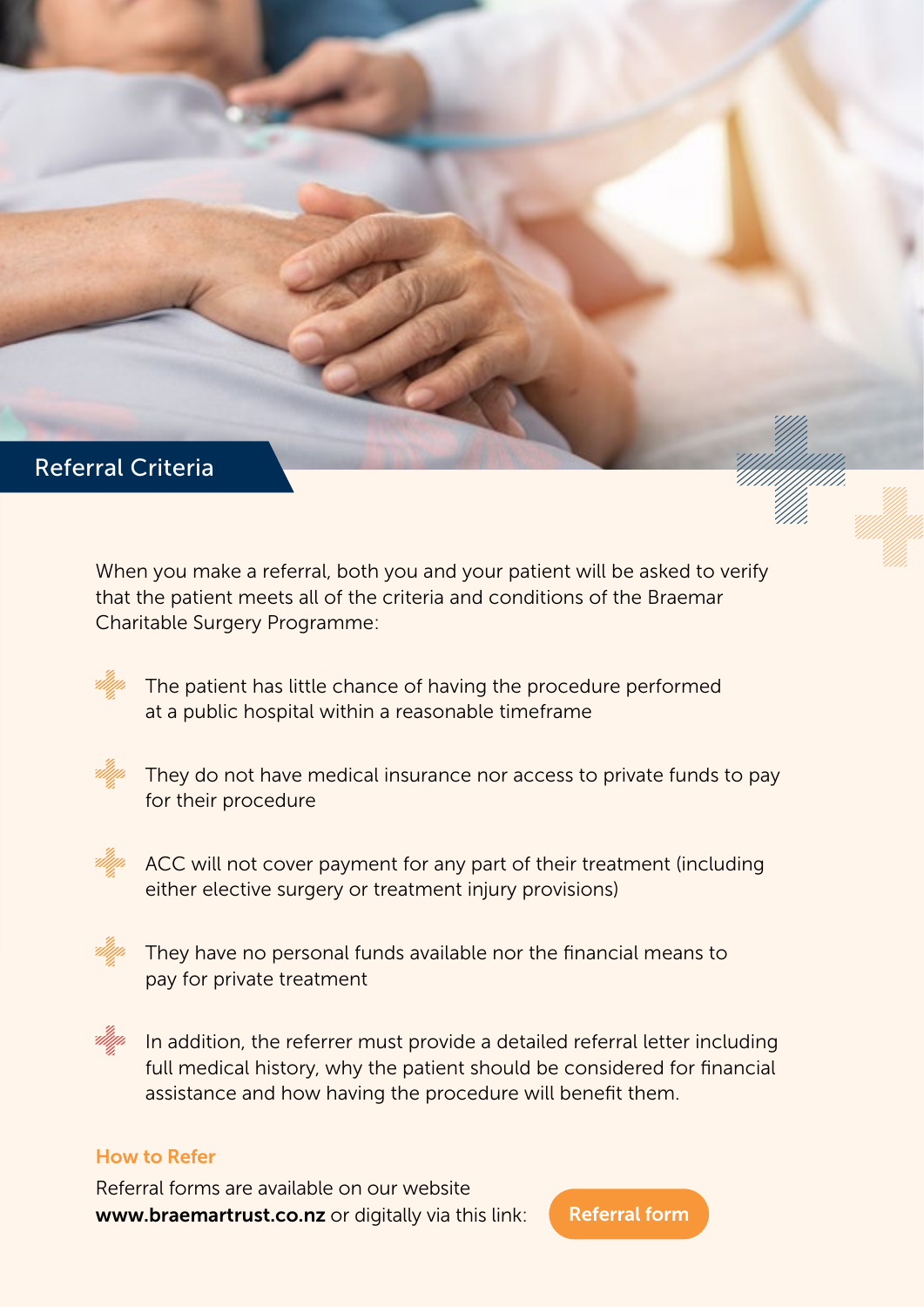## Referral Criteria

When you make a referral, both you and your patient will be asked to verify that the patient meets all of the criteria and conditions of the Braemar Charitable Surgery Programme:

- The patient has little chance of having the procedure performed at a public hospital within a reasonable timeframe
- They do not have medical insurance nor access to private funds to pay for their procedure
- ACC will not cover payment for any part of their treatment (including either elective surgery or treatment injury provisions)
- They have no personal funds available nor the financial means to pay for private treatment
- In addition, the referrer must provide a detailed referral letter including full medical history, why the patient should be considered for financial assistance and how having the procedure will benefit them.

### How to Refer

Referral forms are available on our website **www.braemartrust.co.nz** or digitally via this link: Referral form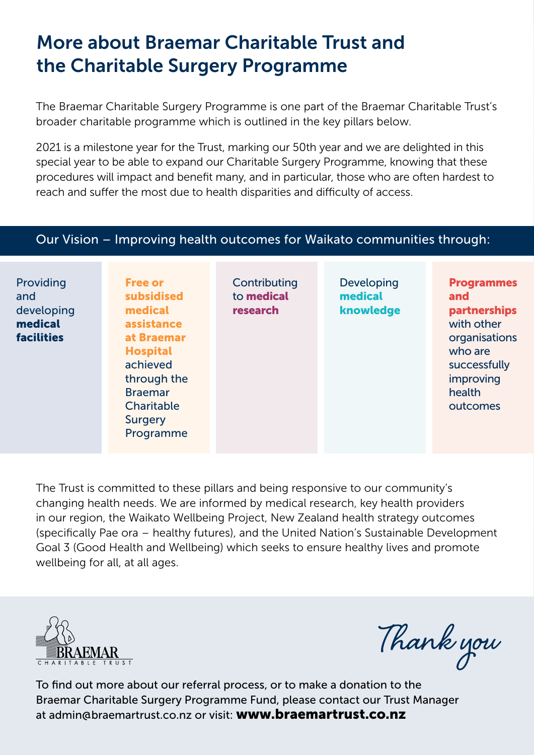# More about Braemar Charitable Trust and the Charitable Surgery Programme

The Braemar Charitable Surgery Programme is one part of the Braemar Charitable Trust's broader charitable programme which is outlined in the key pillars below.

2021 is a milestone year for the Trust, marking our 50th year and we are delighted in this special year to be able to expand our Charitable Surgery Programme, knowing that these procedures will impact and benefit many, and in particular, those who are often hardest to reach and suffer the most due to health disparities and difficulty of access.

## Our Vision – Improving health outcomes for Waikato communities through:

- Providing and developing **medical facilities**
- **Free or subsidised medical assistance at Braemar Hospital** achieved through the Braemar Charitable Surgery Programme
- Contributing to **medical research**
- Developing **medical knowledge**
- **Programmes and partnerships** with other organisations who are successfully improving health outcomes

The Trust is committed to these pillars and being responsive to our community's changing health needs. We are informed by medical research, key health providers in our region, the Waikato Wellbeing Project, New Zealand health strategy outcomes (specifically Pae ora – healthy futures), and the United Nation's Sustainable Development Goal 3 (Good Health and Wellbeing) which seeks to ensure healthy lives and promote wellbeing for all, at all ages.

BRAEMAR CHARITABLE TRUST

*Thank you*

To find out more about our referral process, or to make a donation to the Braemar Charitable Surgery Programme Fund, please contact our Trust Manager at admin@braemartrust.co.nz or visit: **www.braemartrust.co.nz**